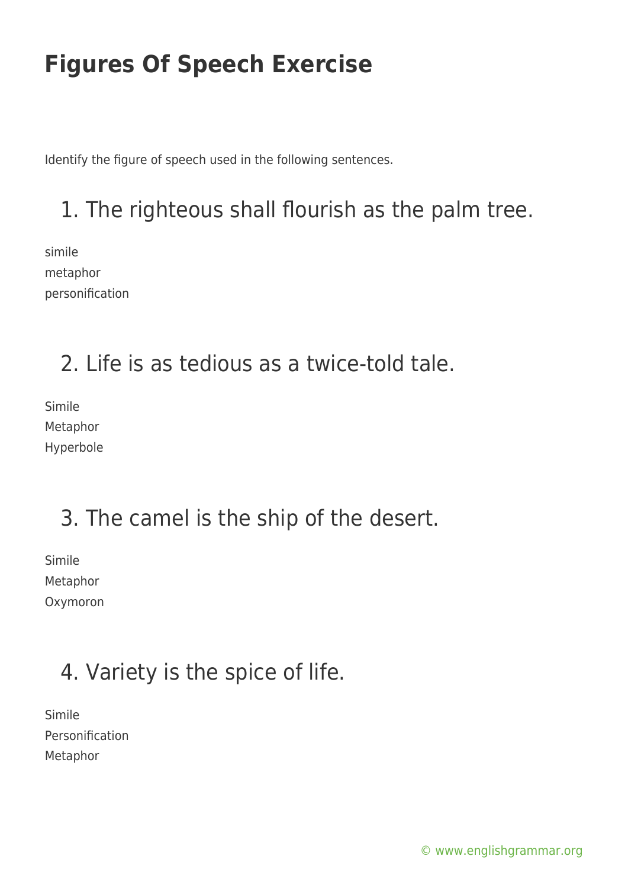# Figures Of Speech Exercise

Identify the figure of speech used in the following sentences.

## 1. The righteous shall flourish as the palm tree.

simile
metaphor
personification

## 2. Life is as tedious as a twice-told tale.

Simile
Metaphor
Hyperbole

## 3. The camel is the ship of the desert.

Simile
Metaphor
Oxymoron

## 4. Variety is the spice of life.

Simile
Personification
Metaphor

© www.englishgrammar.org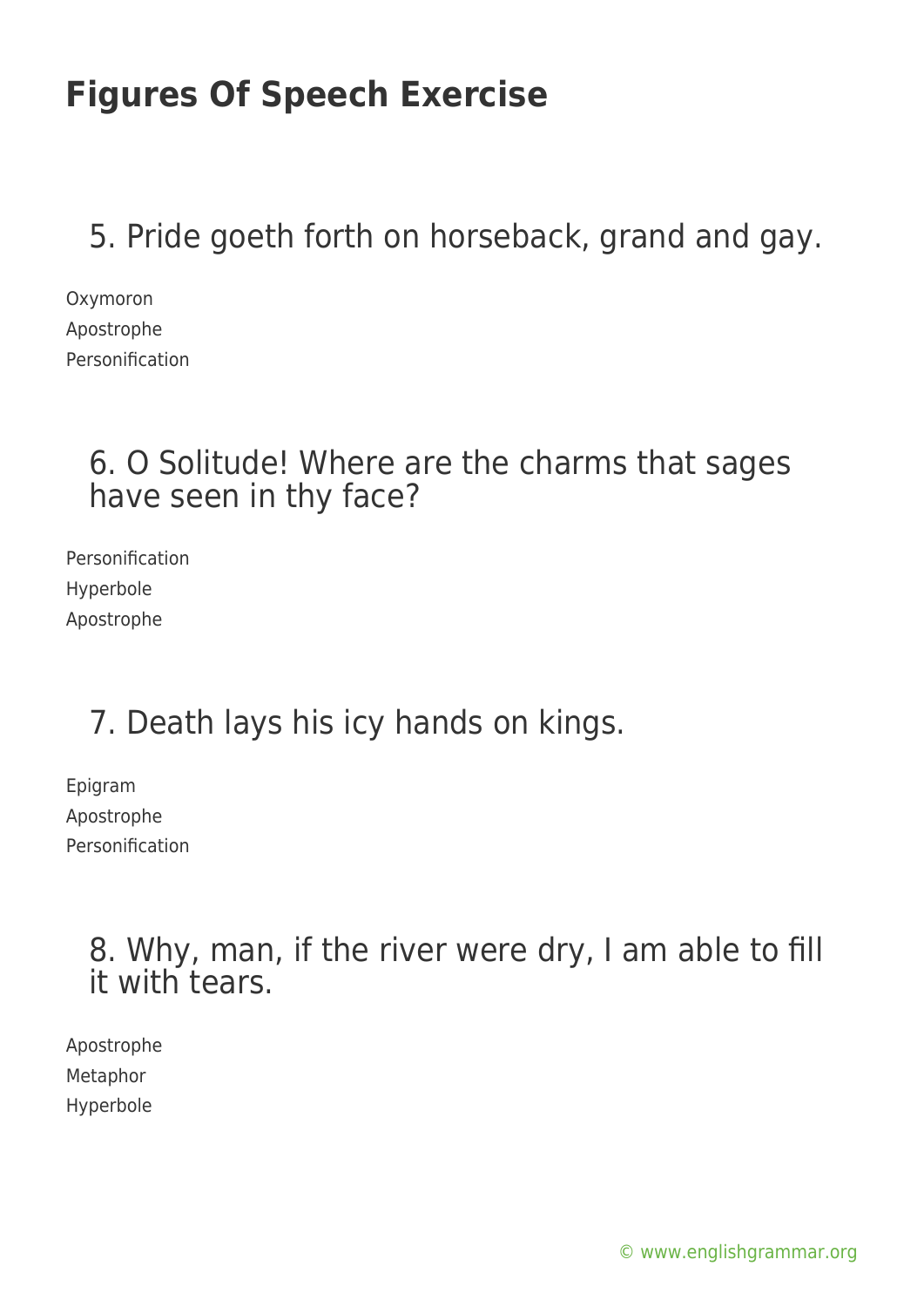# Figures Of Speech Exercise

## 5. Pride goeth forth on horseback, grand and gay.

Oxymoron
Apostrophe
Personification

## 6. O Solitude! Where are the charms that sages have seen in thy face?

Personification
Hyperbole
Apostrophe

## 7. Death lays his icy hands on kings.

Epigram
Apostrophe
Personification

## 8. Why, man, if the river were dry, I am able to fill it with tears.

Apostrophe
Metaphor
Hyperbole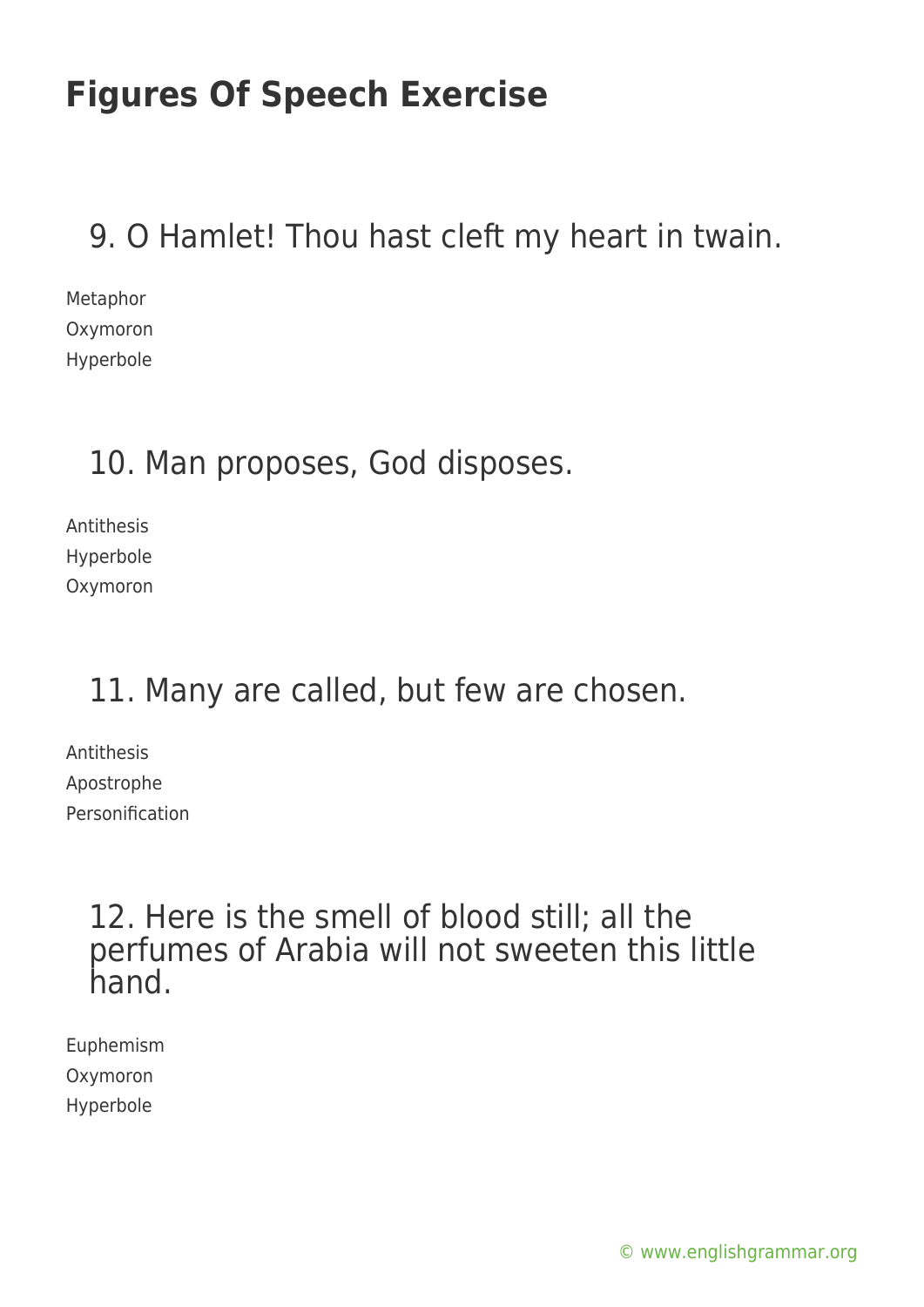# Figures Of Speech Exercise

## 9. O Hamlet! Thou hast cleft my heart in twain.

Metaphor
Oxymoron
Hyperbole

## 10. Man proposes, God disposes.

Antithesis
Hyperbole
Oxymoron

## 11. Many are called, but few are chosen.

Antithesis
Apostrophe
Personification

## 12. Here is the smell of blood still; all the perfumes of Arabia will not sweeten this little hand.

Euphemism
Oxymoron
Hyperbole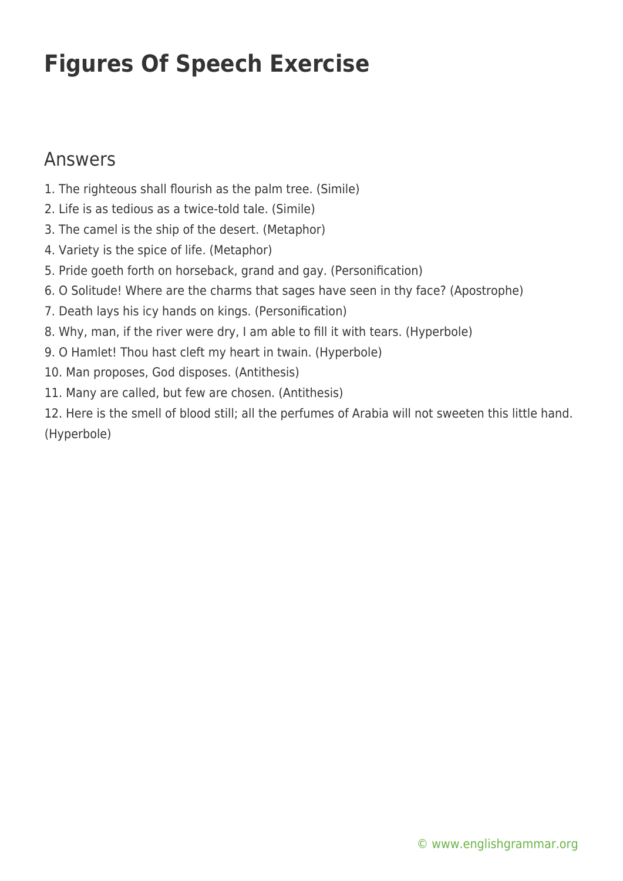# Figures Of Speech Exercise

## Answers

1. The righteous shall flourish as the palm tree. (Simile)
2. Life is as tedious as a twice-told tale. (Simile)
3. The camel is the ship of the desert. (Metaphor)
4. Variety is the spice of life. (Metaphor)
5. Pride goeth forth on horseback, grand and gay. (Personification)
6. O Solitude! Where are the charms that sages have seen in thy face? (Apostrophe)
7. Death lays his icy hands on kings. (Personification)
8. Why, man, if the river were dry, I am able to fill it with tears. (Hyperbole)
9. O Hamlet! Thou hast cleft my heart in twain. (Hyperbole)
10. Man proposes, God disposes. (Antithesis)
11. Many are called, but few are chosen. (Antithesis)
12. Here is the smell of blood still; all the perfumes of Arabia will not sweeten this little hand. (Hyperbole)